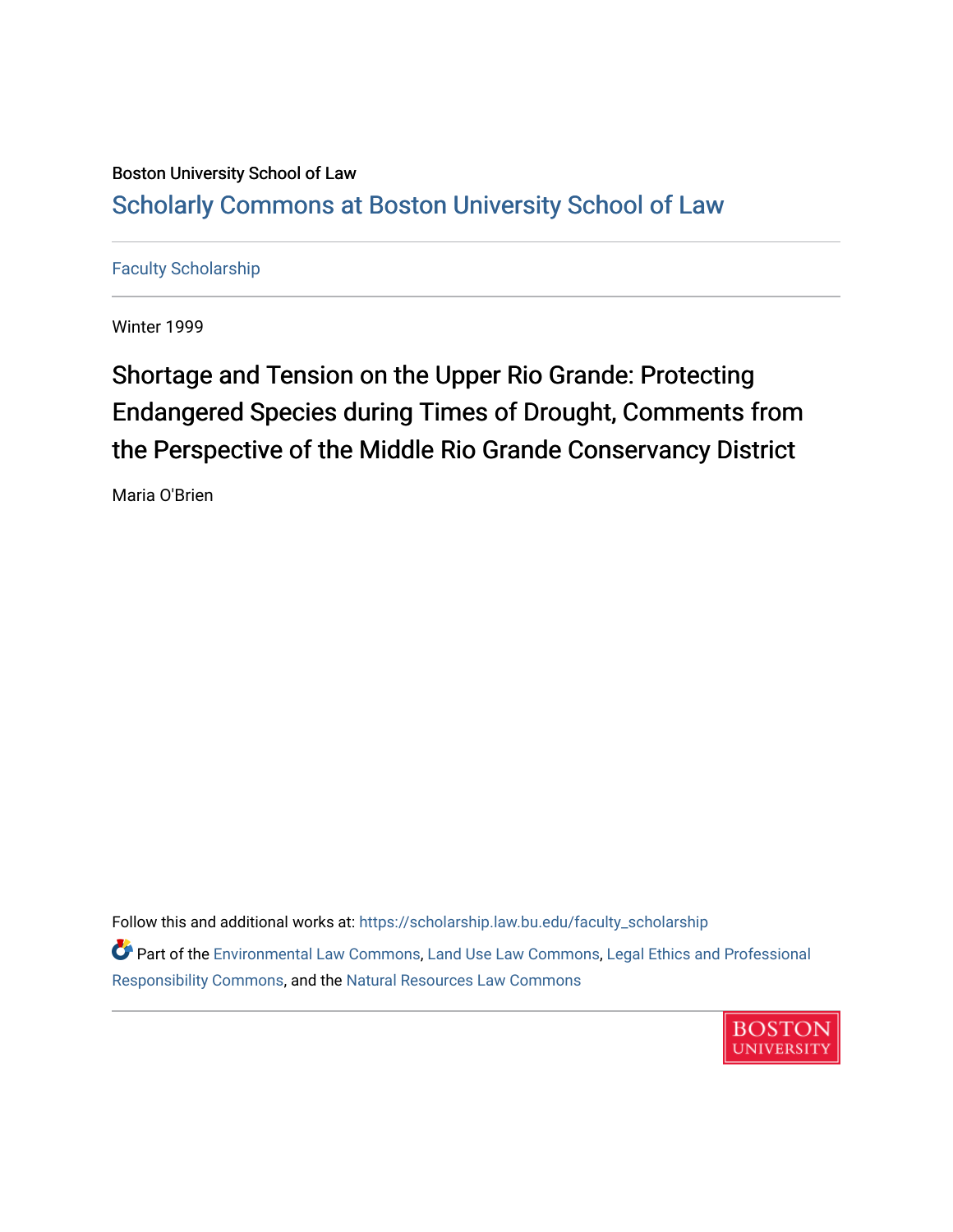Boston University School of Law

Scholarly Commons at Boston University School of Law

Faculty Scholarship

Winter 1999

# Shortage and Tension on the Upper Rio Grande: Protecting Endangered Species during Times of Drought, Comments from the Perspective of the Middle Rio Grande Conservancy District

Maria O'Brien

Follow this and additional works at: https://scholarship.law.bu.edu/faculty_scholarship

Part of the Environmental Law Commons, Land Use Law Commons, Legal Ethics and Professional Responsibility Commons, and the Natural Resources Law Commons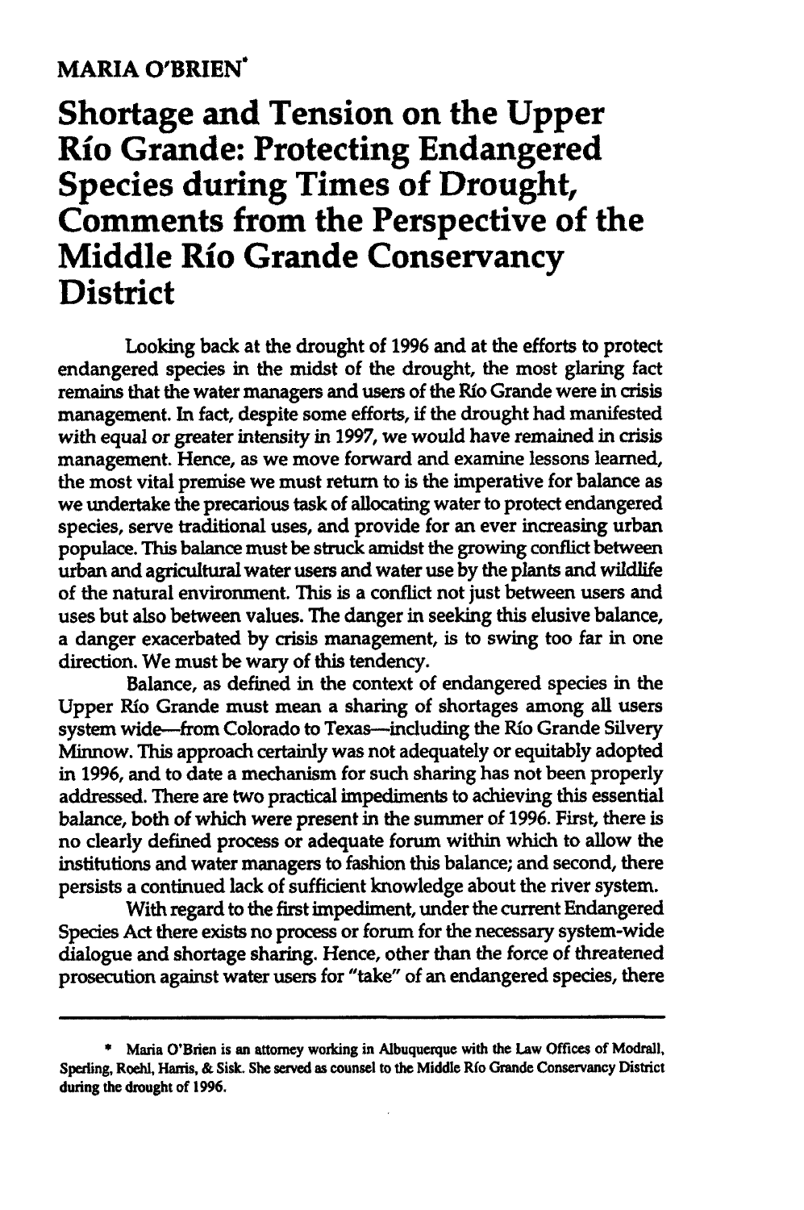MARIA O'BRIEN*

# Shortage and Tension on the Upper Río Grande: Protecting Endangered Species during Times of Drought, Comments from the Perspective of the Middle Río Grande Conservancy District

Looking back at the drought of 1996 and at the efforts to protect endangered species in the midst of the drought, the most glaring fact remains that the water managers and users of the Río Grande were in crisis management. In fact, despite some efforts, if the drought had manifested with equal or greater intensity in 1997, we would have remained in crisis management. Hence, as we move forward and examine lessons learned, the most vital premise we must return to is the imperative for balance as we undertake the precarious task of allocating water to protect endangered species, serve traditional uses, and provide for an ever increasing urban populace. This balance must be struck amidst the growing conflict between urban and agricultural water users and water use by the plants and wildlife of the natural environment. This is a conflict not just between users and uses but also between values. The danger in seeking this elusive balance, a danger exacerbated by crisis management, is to swing too far in one direction. We must be wary of this tendency.

Balance, as defined in the context of endangered species in the Upper Río Grande must mean a sharing of shortages among all users system wide—from Colorado to Texas—including the Río Grande Silvery Minnow. This approach certainly was not adequately or equitably adopted in 1996, and to date a mechanism for such sharing has not been properly addressed. There are two practical impediments to achieving this essential balance, both of which were present in the summer of 1996. First, there is no clearly defined process or adequate forum within which to allow the institutions and water managers to fashion this balance; and second, there persists a continued lack of sufficient knowledge about the river system.

With regard to the first impediment, under the current Endangered Species Act there exists no process or forum for the necessary system-wide dialogue and shortage sharing. Hence, other than the force of threatened prosecution against water users for "take" of an endangered species, there

---

* Maria O'Brien is an attorney working in Albuquerque with the Law Offices of Modrall, Sperling, Roehl, Harris, & Sisk. She served as counsel to the Middle Río Grande Conservancy District during the drought of 1996.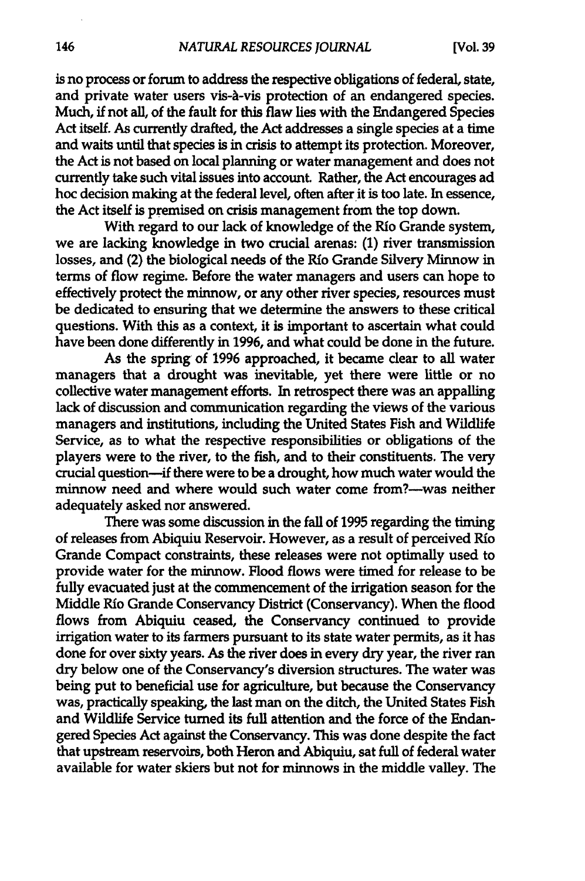is no process or forum to address the respective obligations of federal, state, and private water users vis-à-vis protection of an endangered species. Much, if not all, of the fault for this flaw lies with the Endangered Species Act itself. As currently drafted, the Act addresses a single species at a time and waits until that species is in crisis to attempt its protection. Moreover, the Act is not based on local planning or water management and does not currently take such vital issues into account. Rather, the Act encourages ad hoc decision making at the federal level, often after it is too late. In essence, the Act itself is premised on crisis management from the top down.

With regard to our lack of knowledge of the Río Grande system, we are lacking knowledge in two crucial arenas: (1) river transmission losses, and (2) the biological needs of the Río Grande Silvery Minnow in terms of flow regime. Before the water managers and users can hope to effectively protect the minnow, or any other river species, resources must be dedicated to ensuring that we determine the answers to these critical questions. With this as a context, it is important to ascertain what could have been done differently in 1996, and what could be done in the future.

As the spring of 1996 approached, it became clear to all water managers that a drought was inevitable, yet there were little or no collective water management efforts. In retrospect there was an appalling lack of discussion and communication regarding the views of the various managers and institutions, including the United States Fish and Wildlife Service, as to what the respective responsibilities or obligations of the players were to the river, to the fish, and to their constituents. The very crucial question—if there were to be a drought, how much water would the minnow need and where would such water come from?—was neither adequately asked nor answered.

There was some discussion in the fall of 1995 regarding the timing of releases from Abiquiu Reservoir. However, as a result of perceived Río Grande Compact constraints, these releases were not optimally used to provide water for the minnow. Flood flows were timed for release to be fully evacuated just at the commencement of the irrigation season for the Middle Río Grande Conservancy District (Conservancy). When the flood flows from Abiquiu ceased, the Conservancy continued to provide irrigation water to its farmers pursuant to its state water permits, as it has done for over sixty years. As the river does in every dry year, the river ran dry below one of the Conservancy's diversion structures. The water was being put to beneficial use for agriculture, but because the Conservancy was, practically speaking, the last man on the ditch, the United States Fish and Wildlife Service turned its full attention and the force of the Endangered Species Act against the Conservancy. This was done despite the fact that upstream reservoirs, both Heron and Abiquiu, sat full of federal water available for water skiers but not for minnows in the middle valley. The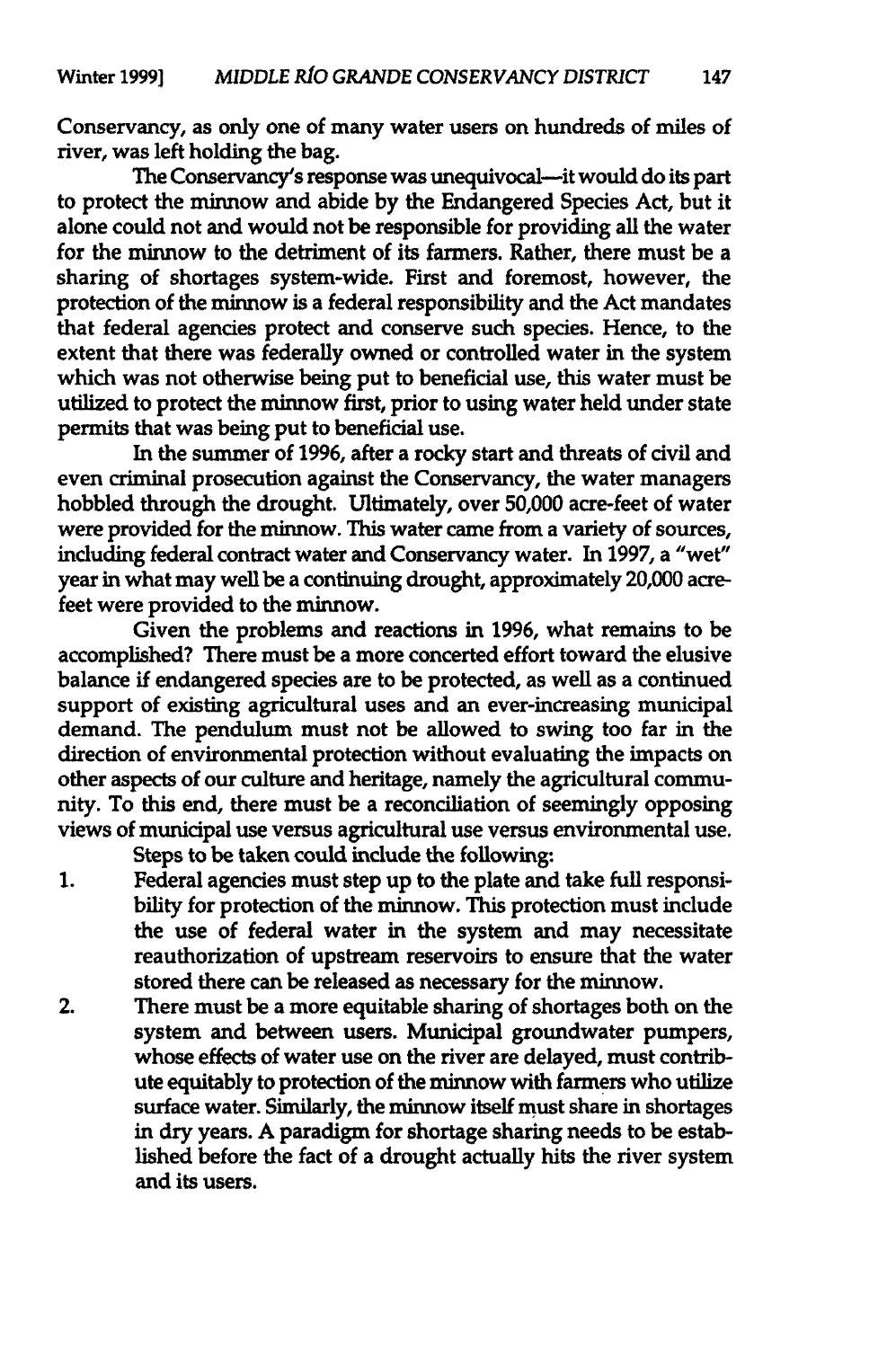Conservancy, as only one of many water users on hundreds of miles of river, was left holding the bag.

The Conservancy's response was unequivocal—it would do its part to protect the minnow and abide by the Endangered Species Act, but it alone could not and would not be responsible for providing all the water for the minnow to the detriment of its farmers. Rather, there must be a sharing of shortages system-wide. First and foremost, however, the protection of the minnow is a federal responsibility and the Act mandates that federal agencies protect and conserve such species. Hence, to the extent that there was federally owned or controlled water in the system which was not otherwise being put to beneficial use, this water must be utilized to protect the minnow first, prior to using water held under state permits that was being put to beneficial use.

In the summer of 1996, after a rocky start and threats of civil and even criminal prosecution against the Conservancy, the water managers hobbled through the drought. Ultimately, over 50,000 acre-feet of water were provided for the minnow. This water came from a variety of sources, including federal contract water and Conservancy water. In 1997, a "wet" year in what may well be a continuing drought, approximately 20,000 acre-feet were provided to the minnow.

Given the problems and reactions in 1996, what remains to be accomplished? There must be a more concerted effort toward the elusive balance if endangered species are to be protected, as well as a continued support of existing agricultural uses and an ever-increasing municipal demand. The pendulum must not be allowed to swing too far in the direction of environmental protection without evaluating the impacts on other aspects of our culture and heritage, namely the agricultural community. To this end, there must be a reconciliation of seemingly opposing views of municipal use versus agricultural use versus environmental use.

Steps to be taken could include the following:

1. Federal agencies must step up to the plate and take full responsibility for protection of the minnow. This protection must include the use of federal water in the system and may necessitate reauthorization of upstream reservoirs to ensure that the water stored there can be released as necessary for the minnow.
2. There must be a more equitable sharing of shortages both on the system and between users. Municipal groundwater pumpers, whose effects of water use on the river are delayed, must contribute equitably to protection of the minnow with farmers who utilize surface water. Similarly, the minnow itself must share in shortages in dry years. A paradigm for shortage sharing needs to be established before the fact of a drought actually hits the river system and its users.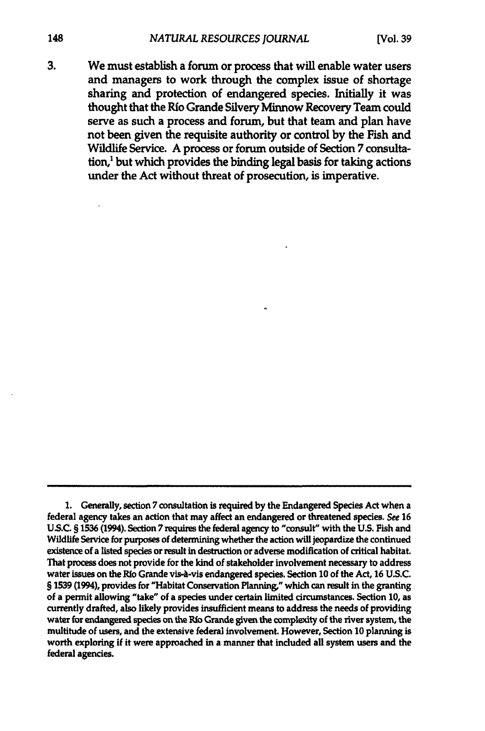3. We must establish a forum or process that will enable water users and managers to work through the complex issue of shortage sharing and protection of endangered species. Initially it was thought that the Río Grande Silvery Minnow Recovery Team could serve as such a process and forum, but that team and plan have not been given the requisite authority or control by the Fish and Wildlife Service. A process or forum outside of Section 7 consultation,[1] but which provides the binding legal basis for taking actions under the Act without threat of prosecution, is imperative.

---

1. Generally, section 7 consultation is required by the Endangered Species Act when a federal agency takes an action that may affect an endangered or threatened species. *See* 16 U.S.C. § 1536 (1994). Section 7 requires the federal agency to "consult" with the U.S. Fish and Wildlife Service for purposes of determining whether the action will jeopardize the continued existence of a listed species or result in destruction or adverse modification of critical habitat. That process does not provide for the kind of stakeholder involvement necessary to address water issues on the Río Grande vis-à-vis endangered species. Section 10 of the Act, 16 U.S.C. § 1539 (1994), provides for "Habitat Conservation Planning," which can result in the granting of a permit allowing "take" of a species under certain limited circumstances. Section 10, as currently drafted, also likely provides insufficient means to address the needs of providing water for endangered species on the Río Grande given the complexity of the river system, the multitude of users, and the extensive federal involvement. However, Section 10 planning is worth exploring if it were approached in a manner that included all system users and the federal agencies.